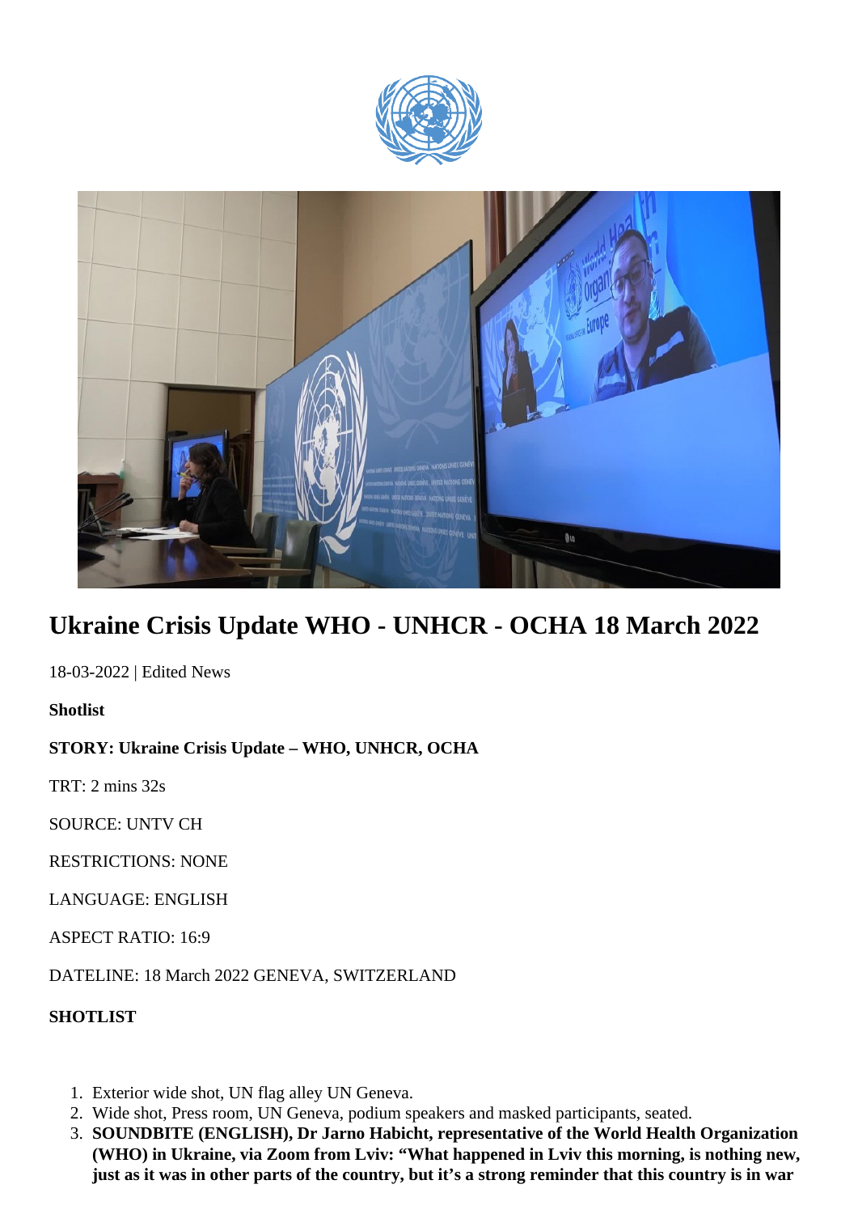# Ukraine Crisis Update WHO - UNHCR - OCHA 18 March 2022

18-03-2022 | Edited News

**Shotlist**

**STORY: Ukraine Crisis Update – WHO, UNHCR, OCHA**

TRT: 2 mins 32s

SOURCE: UNTV CH

RESTRICTIONS: NONE

LANGUAGE: ENGLISH

ASPECT RATIO: 16:9

DATELINE: 18 March 2022 GENEVA, SWITZERLAND

**SHOTLIST**

1. Exterior wide shot, UN flag alley UN Geneva.
2. Wide shot, Press room, UN Geneva, podium speakers and masked participants, seated.
3. **SOUNDBITE (ENGLISH), Dr Jarno Habicht, representative of the World Health Organization (WHO) in Ukraine, via Zoom from Lviv: "What happened in Lviv this morning, is nothing new, just as it was in other parts of the country, but it's a strong reminder that this country is in war**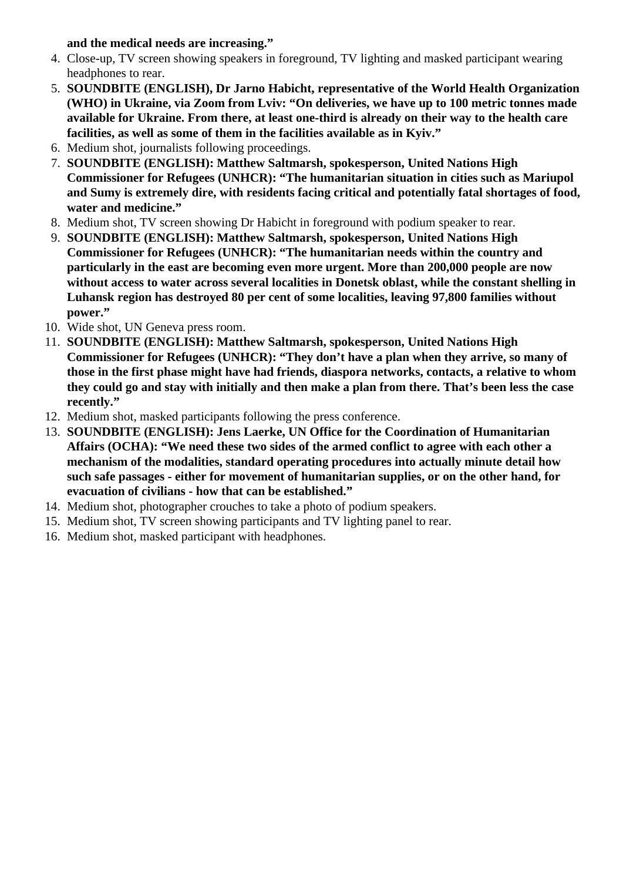**and the medical needs are increasing."**

4. Close-up, TV screen showing speakers in foreground, TV lighting and masked participant wearing headphones to rear.
5. **SOUNDBITE (ENGLISH), Dr Jarno Habicht, representative of the World Health Organization (WHO) in Ukraine, via Zoom from Lviv: "On deliveries, we have up to 100 metric tonnes made available for Ukraine. From there, at least one-third is already on their way to the health care facilities, as well as some of them in the facilities available as in Kyiv."**
6. Medium shot, journalists following proceedings.
7. **SOUNDBITE (ENGLISH): Matthew Saltmarsh, spokesperson, United Nations High Commissioner for Refugees (UNHCR): "The humanitarian situation in cities such as Mariupol and Sumy is extremely dire, with residents facing critical and potentially fatal shortages of food, water and medicine."**
8. Medium shot, TV screen showing Dr Habicht in foreground with podium speaker to rear.
9. **SOUNDBITE (ENGLISH): Matthew Saltmarsh, spokesperson, United Nations High Commissioner for Refugees (UNHCR): "The humanitarian needs within the country and particularly in the east are becoming even more urgent. More than 200,000 people are now without access to water across several localities in Donetsk oblast, while the constant shelling in Luhansk region has destroyed 80 per cent of some localities, leaving 97,800 families without power."**
10. Wide shot, UN Geneva press room.
11. **SOUNDBITE (ENGLISH): Matthew Saltmarsh, spokesperson, United Nations High Commissioner for Refugees (UNHCR): "They don't have a plan when they arrive, so many of those in the first phase might have had friends, diaspora networks, contacts, a relative to whom they could go and stay with initially and then make a plan from there. That's been less the case recently."**
12. Medium shot, masked participants following the press conference.
13. **SOUNDBITE (ENGLISH): Jens Laerke, UN Office for the Coordination of Humanitarian Affairs (OCHA): "We need these two sides of the armed conflict to agree with each other a mechanism of the modalities, standard operating procedures into actually minute detail how such safe passages - either for movement of humanitarian supplies, or on the other hand, for evacuation of civilians - how that can be established."**
14. Medium shot, photographer crouches to take a photo of podium speakers.
15. Medium shot, TV screen showing participants and TV lighting panel to rear.
16. Medium shot, masked participant with headphones.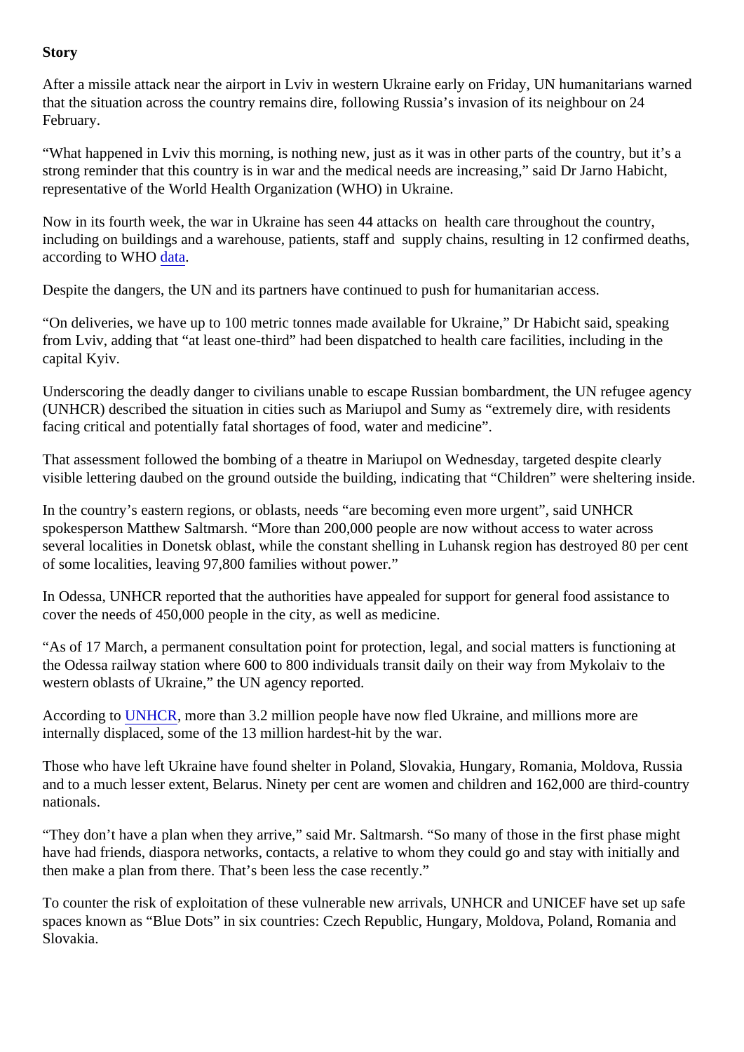**Story**

After a missile attack near the airport in Lviv in western Ukraine early on Friday, UN humanitarians warned that the situation across the country remains dire, following Russia's invasion of its neighbour on 24 February.

"What happened in Lviv this morning, is nothing new, just as it was in other parts of the country, but it's a strong reminder that this country is in war and the medical needs are increasing," said Dr Jarno Habicht, representative of the World Health Organization (WHO) in Ukraine.

Now in its fourth week, the war in Ukraine has seen 44 attacks on health care throughout the country, including on buildings and a warehouse, patients, staff and supply chains, resulting in 12 confirmed deaths, according to WHO data.

Despite the dangers, the UN and its partners have continued to push for humanitarian access.

"On deliveries, we have up to 100 metric tonnes made available for Ukraine," Dr Habicht said, speaking from Lviv, adding that "at least one-third" had been dispatched to health care facilities, including in the capital Kyiv.

Underscoring the deadly danger to civilians unable to escape Russian bombardment, the UN refugee agency (UNHCR) described the situation in cities such as Mariupol and Sumy as "extremely dire, with residents facing critical and potentially fatal shortages of food, water and medicine".

That assessment followed the bombing of a theatre in Mariupol on Wednesday, targeted despite clearly visible lettering daubed on the ground outside the building, indicating that "Children" were sheltering inside.

In the country's eastern regions, or oblasts, needs "are becoming even more urgent", said UNHCR spokesperson Matthew Saltmarsh. "More than 200,000 people are now without access to water across several localities in Donetsk oblast, while the constant shelling in Luhansk region has destroyed 80 per cent of some localities, leaving 97,800 families without power."

In Odessa, UNHCR reported that the authorities have appealed for support for general food assistance to cover the needs of 450,000 people in the city, as well as medicine.

"As of 17 March, a permanent consultation point for protection, legal, and social matters is functioning at the Odessa railway station where 600 to 800 individuals transit daily on their way from Mykolaiv to the western oblasts of Ukraine," the UN agency reported.

According to UNHCR, more than 3.2 million people have now fled Ukraine, and millions more are internally displaced, some of the 13 million hardest-hit by the war.

Those who have left Ukraine have found shelter in Poland, Slovakia, Hungary, Romania, Moldova, Russia and to a much lesser extent, Belarus. Ninety per cent are women and children and 162,000 are third-country nationals.

"They don't have a plan when they arrive," said Mr. Saltmarsh. "So many of those in the first phase might have had friends, diaspora networks, contacts, a relative to whom they could go and stay with initially and then make a plan from there. That's been less the case recently."

To counter the risk of exploitation of these vulnerable new arrivals, UNHCR and UNICEF have set up safe spaces known as "Blue Dots" in six countries: Czech Republic, Hungary, Moldova, Poland, Romania and Slovakia.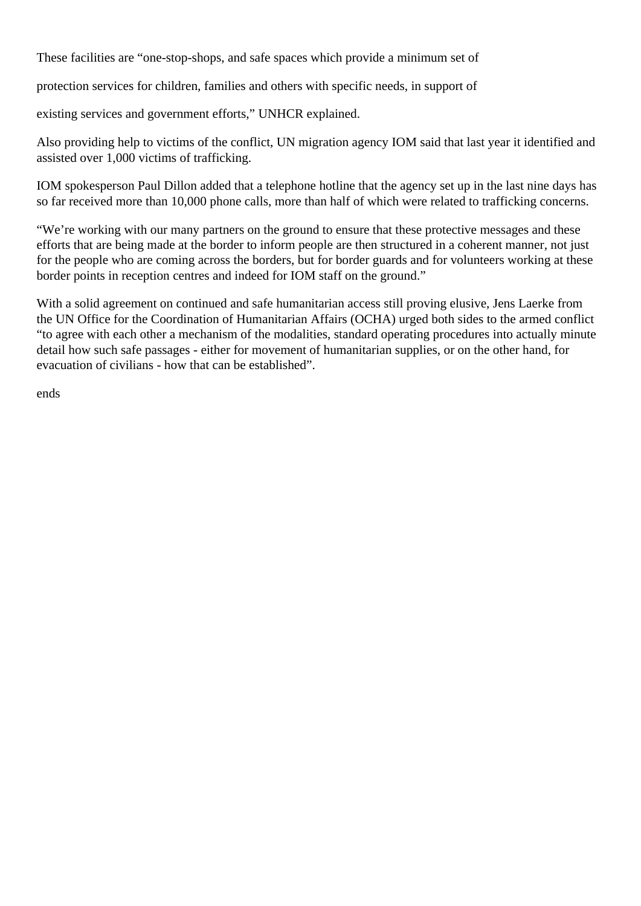These facilities are “one-stop-shops, and safe spaces which provide a minimum set of

protection services for children, families and others with specific needs, in support of

existing services and government efforts,” UNHCR explained.

Also providing help to victims of the conflict, UN migration agency IOM said that last year it identified and assisted over 1,000 victims of trafficking.

IOM spokesperson Paul Dillon added that a telephone hotline that the agency set up in the last nine days has so far received more than 10,000 phone calls, more than half of which were related to trafficking concerns.

“We’re working with our many partners on the ground to ensure that these protective messages and these efforts that are being made at the border to inform people are then structured in a coherent manner, not just for the people who are coming across the borders, but for border guards and for volunteers working at these border points in reception centres and indeed for IOM staff on the ground.”

With a solid agreement on continued and safe humanitarian access still proving elusive, Jens Laerke from the UN Office for the Coordination of Humanitarian Affairs (OCHA) urged both sides to the armed conflict “to agree with each other a mechanism of the modalities, standard operating procedures into actually minute detail how such safe passages - either for movement of humanitarian supplies, or on the other hand, for evacuation of civilians - how that can be established”.

ends